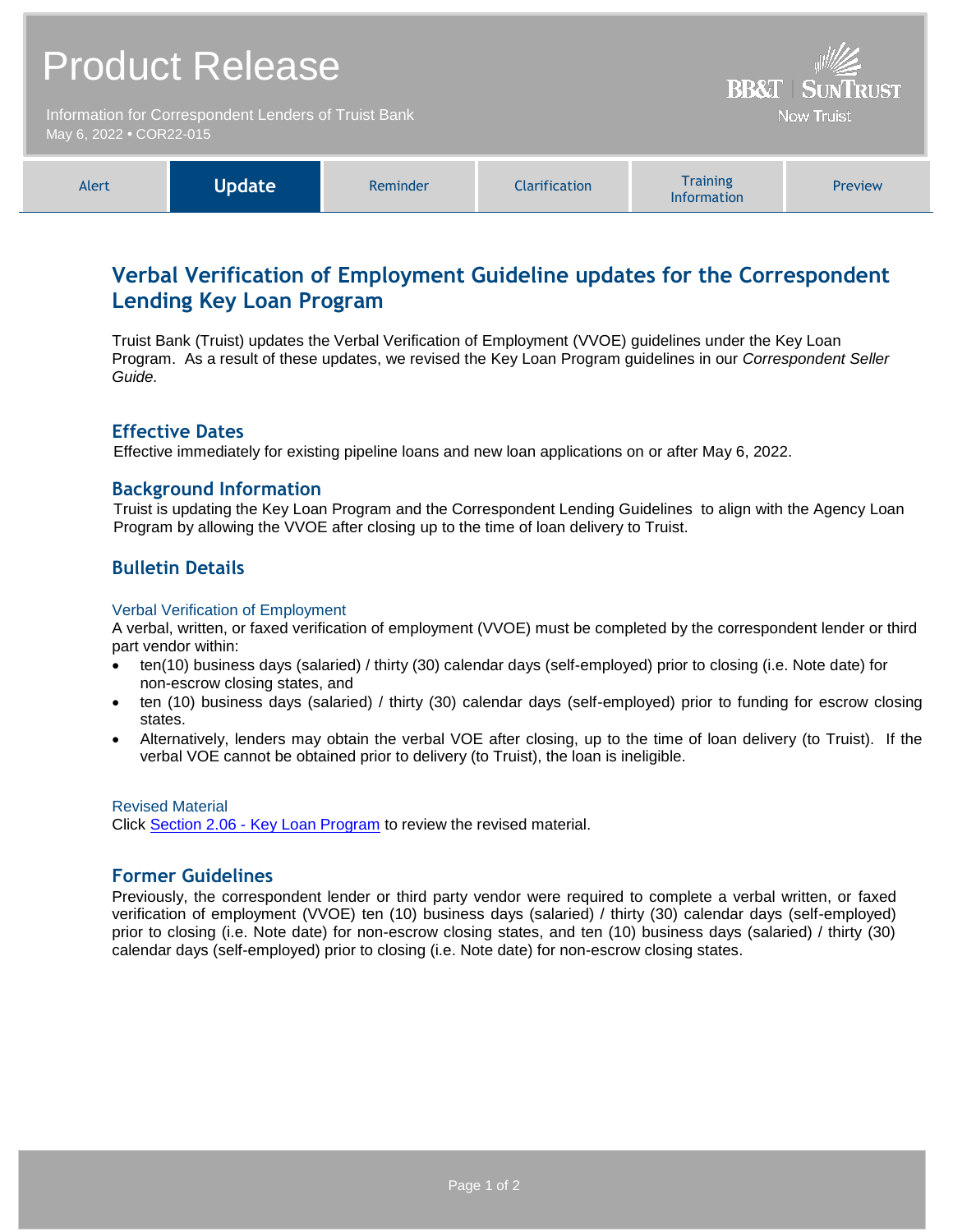# Product Release

Information for Correspondent Lenders of Truist Bank
May 6, 2022 • COR22-015

BB&T | SunTrust
Now Truist

| Alert | **Update** | Reminder | Clarification | Training Information | Preview |
|---|---|---|---|---|---|

## Verbal Verification of Employment Guideline updates for the Correspondent Lending Key Loan Program

Truist Bank (Truist) updates the Verbal Verification of Employment (VVOE) guidelines under the Key Loan Program. As a result of these updates, we revised the Key Loan Program guidelines in our *Correspondent Seller Guide.*

### Effective Dates

Effective immediately for existing pipeline loans and new loan applications on or after May 6, 2022.

### Background Information

Truist is updating the Key Loan Program and the Correspondent Lending Guidelines to align with the Agency Loan Program by allowing the VVOE after closing up to the time of loan delivery to Truist.

### Bulletin Details

#### Verbal Verification of Employment

A verbal, written, or faxed verification of employment (VVOE) must be completed by the correspondent lender or third part vendor within:

- ten(10) business days (salaried) / thirty (30) calendar days (self-employed) prior to closing (i.e. Note date) for non-escrow closing states, and
- ten (10) business days (salaried) / thirty (30) calendar days (self-employed) prior to funding for escrow closing states.
- Alternatively, lenders may obtain the verbal VOE after closing, up to the time of loan delivery (to Truist). If the verbal VOE cannot be obtained prior to delivery (to Truist), the loan is ineligible.

#### Revised Material

Click Section 2.06 - Key Loan Program to review the revised material.

### Former Guidelines

Previously, the correspondent lender or third party vendor were required to complete a verbal written, or faxed verification of employment (VVOE) ten (10) business days (salaried) / thirty (30) calendar days (self-employed) prior to closing (i.e. Note date) for non-escrow closing states, and ten (10) business days (salaried) / thirty (30) calendar days (self-employed) prior to closing (i.e. Note date) for non-escrow closing states.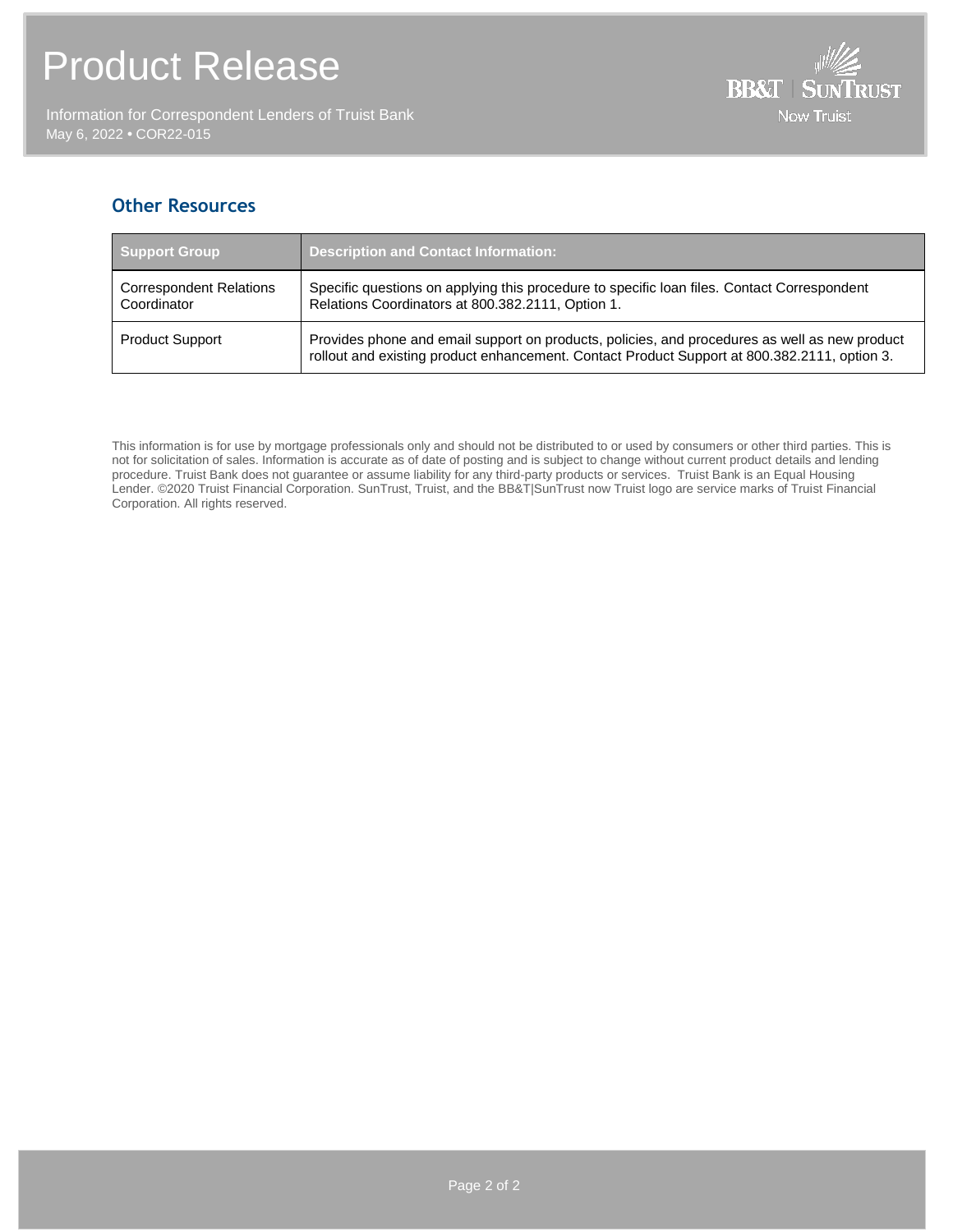## Other Resources

| Support Group | Description and Contact Information: |
|---|---|
| Correspondent Relations Coordinator | Specific questions on applying this procedure to specific loan files. Contact Correspondent Relations Coordinators at 800.382.2111, Option 1. |
| Product Support | Provides phone and email support on products, policies, and procedures as well as new product rollout and existing product enhancement. Contact Product Support at 800.382.2111, option 3. |

This information is for use by mortgage professionals only and should not be distributed to or used by consumers or other third parties. This is not for solicitation of sales. Information is accurate as of date of posting and is subject to change without current product details and lending procedure. Truist Bank does not guarantee or assume liability for any third-party products or services. Truist Bank is an Equal Housing Lender. ©2020 Truist Financial Corporation. SunTrust, Truist, and the BB&T|SunTrust now Truist logo are service marks of Truist Financial Corporation. All rights reserved.